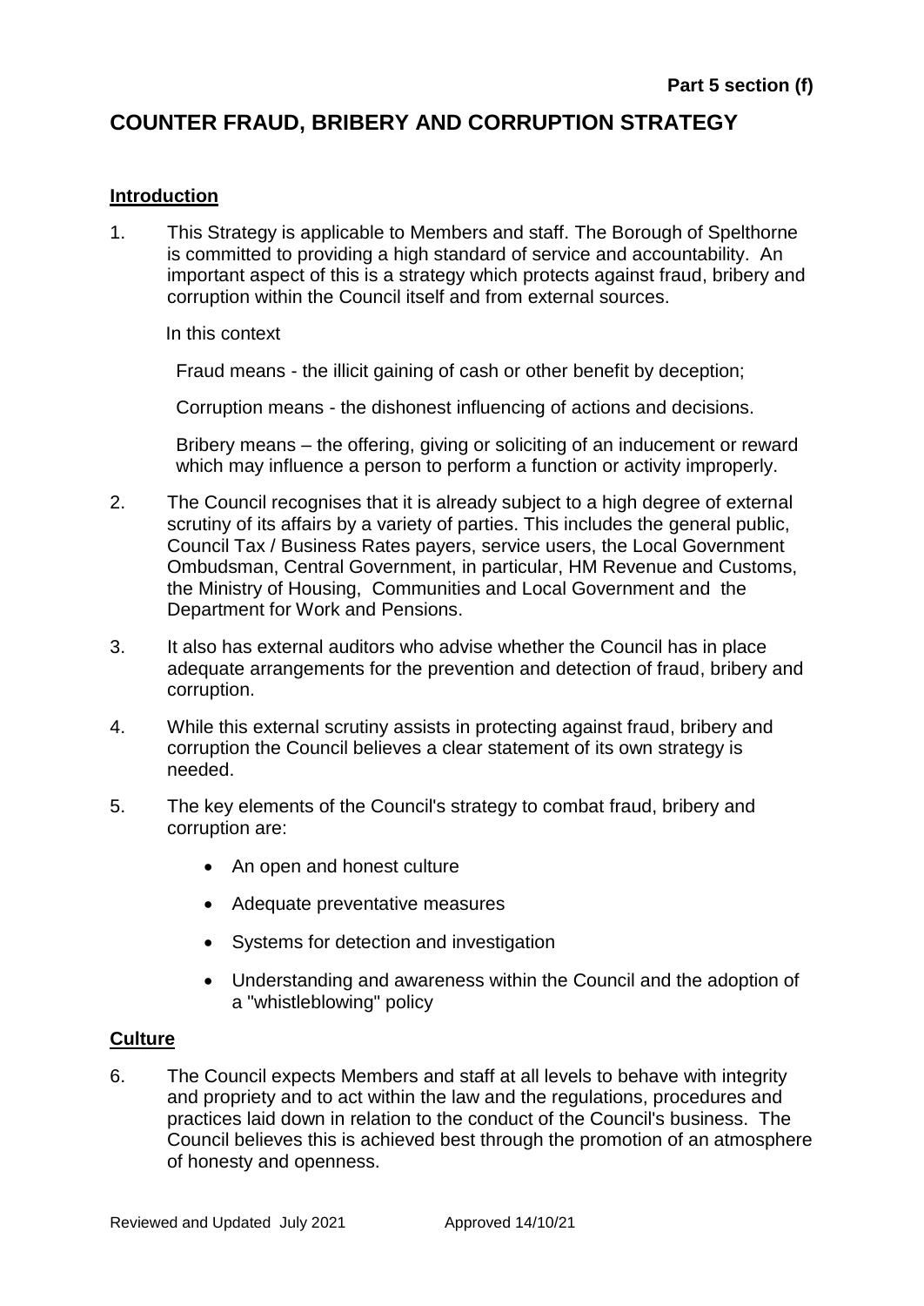**Part 5 section (f)**

# COUNTER FRAUD, BRIBERY AND CORRUPTION STRATEGY

## Introduction

1. This Strategy is applicable to Members and staff. The Borough of Spelthorne is committed to providing a high standard of service and accountability. An important aspect of this is a strategy which protects against fraud, bribery and corruption within the Council itself and from external sources.

   In this context

   Fraud means - the illicit gaining of cash or other benefit by deception;

   Corruption means - the dishonest influencing of actions and decisions.

   Bribery means – the offering, giving or soliciting of an inducement or reward which may influence a person to perform a function or activity improperly.

2. The Council recognises that it is already subject to a high degree of external scrutiny of its affairs by a variety of parties. This includes the general public, Council Tax / Business Rates payers, service users, the Local Government Ombudsman, Central Government, in particular, HM Revenue and Customs, the Ministry of Housing, Communities and Local Government and the Department for Work and Pensions.

3. It also has external auditors who advise whether the Council has in place adequate arrangements for the prevention and detection of fraud, bribery and corruption.

4. While this external scrutiny assists in protecting against fraud, bribery and corruption the Council believes a clear statement of its own strategy is needed.

5. The key elements of the Council's strategy to combat fraud, bribery and corruption are:

   - An open and honest culture
   - Adequate preventative measures
   - Systems for detection and investigation
   - Understanding and awareness within the Council and the adoption of a "whistleblowing" policy

## Culture

6. The Council expects Members and staff at all levels to behave with integrity and propriety and to act within the law and the regulations, procedures and practices laid down in relation to the conduct of the Council's business. The Council believes this is achieved best through the promotion of an atmosphere of honesty and openness.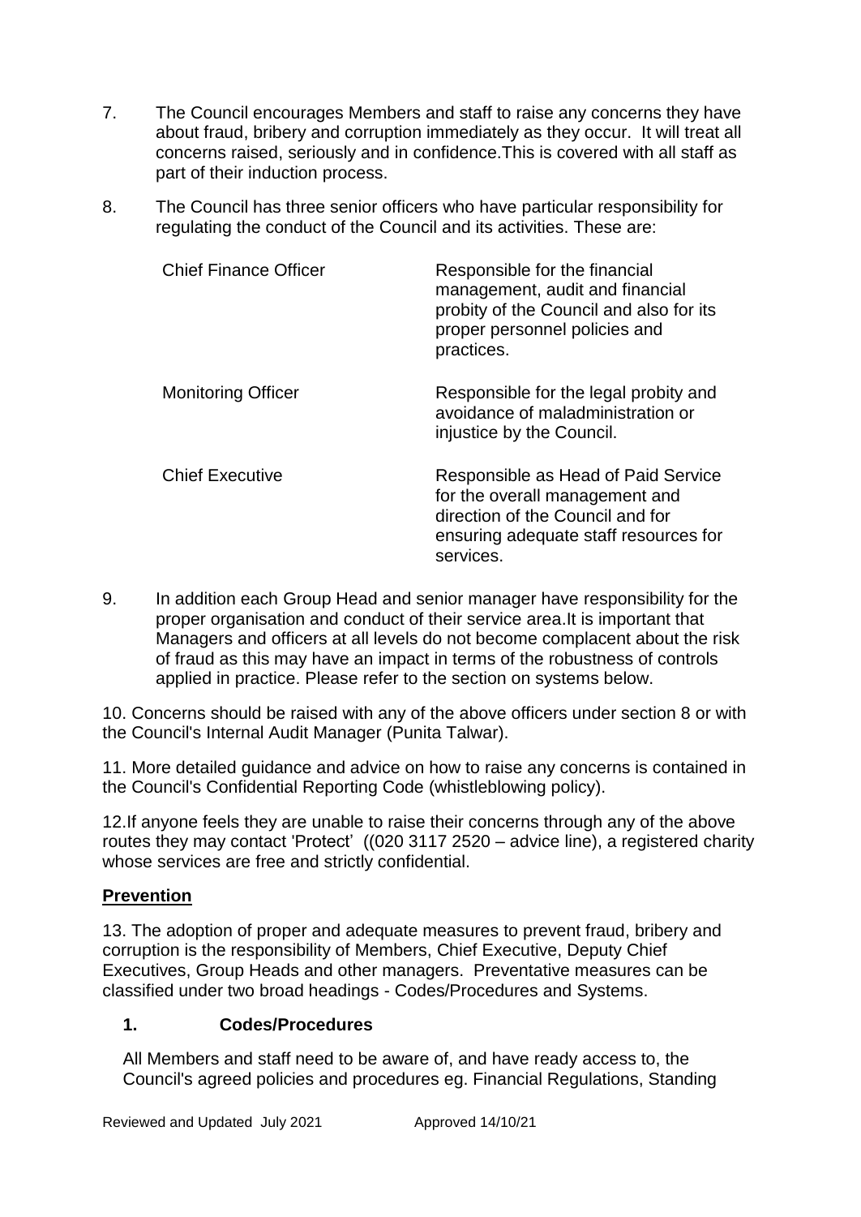7. The Council encourages Members and staff to raise any concerns they have about fraud, bribery and corruption immediately as they occur. It will treat all concerns raised, seriously and in confidence.This is covered with all staff as part of their induction process.

8. The Council has three senior officers who have particular responsibility for regulating the conduct of the Council and its activities. These are:

| | |
|---|---|
| Chief Finance Officer | Responsible for the financial management, audit and financial probity of the Council and also for its proper personnel policies and practices. |
| Monitoring Officer | Responsible for the legal probity and avoidance of maladministration or injustice by the Council. |
| Chief Executive | Responsible as Head of Paid Service for the overall management and direction of the Council and for ensuring adequate staff resources for services. |

9. In addition each Group Head and senior manager have responsibility for the proper organisation and conduct of their service area.It is important that Managers and officers at all levels do not become complacent about the risk of fraud as this may have an impact in terms of the robustness of controls applied in practice. Please refer to the section on systems below.

10. Concerns should be raised with any of the above officers under section 8 or with the Council's Internal Audit Manager (Punita Talwar).

11. More detailed guidance and advice on how to raise any concerns is contained in the Council's Confidential Reporting Code (whistleblowing policy).

12.If anyone feels they are unable to raise their concerns through any of the above routes they may contact 'Protect' ((020 3117 2520 – advice line), a registered charity whose services are free and strictly confidential.

## Prevention

13. The adoption of proper and adequate measures to prevent fraud, bribery and corruption is the responsibility of Members, Chief Executive, Deputy Chief Executives, Group Heads and other managers. Preventative measures can be classified under two broad headings - Codes/Procedures and Systems.

### 1. Codes/Procedures

All Members and staff need to be aware of, and have ready access to, the Council's agreed policies and procedures eg. Financial Regulations, Standing

Reviewed and Updated July 2021 Approved 14/10/21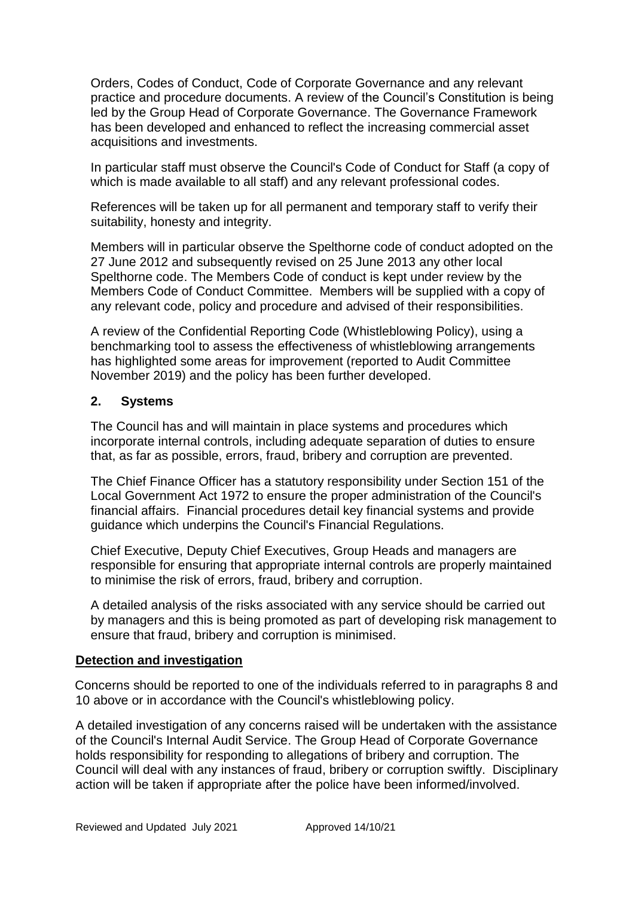Orders, Codes of Conduct, Code of Corporate Governance and any relevant practice and procedure documents. A review of the Council's Constitution is being led by the Group Head of Corporate Governance. The Governance Framework has been developed and enhanced to reflect the increasing commercial asset acquisitions and investments.

In particular staff must observe the Council's Code of Conduct for Staff (a copy of which is made available to all staff) and any relevant professional codes.

References will be taken up for all permanent and temporary staff to verify their suitability, honesty and integrity.

Members will in particular observe the Spelthorne code of conduct adopted on the 27 June 2012 and subsequently revised on 25 June 2013 any other local Spelthorne code. The Members Code of conduct is kept under review by the Members Code of Conduct Committee. Members will be supplied with a copy of any relevant code, policy and procedure and advised of their responsibilities.

A review of the Confidential Reporting Code (Whistleblowing Policy), using a benchmarking tool to assess the effectiveness of whistleblowing arrangements has highlighted some areas for improvement (reported to Audit Committee November 2019) and the policy has been further developed.

### 2. Systems

The Council has and will maintain in place systems and procedures which incorporate internal controls, including adequate separation of duties to ensure that, as far as possible, errors, fraud, bribery and corruption are prevented.

The Chief Finance Officer has a statutory responsibility under Section 151 of the Local Government Act 1972 to ensure the proper administration of the Council's financial affairs. Financial procedures detail key financial systems and provide guidance which underpins the Council's Financial Regulations.

Chief Executive, Deputy Chief Executives, Group Heads and managers are responsible for ensuring that appropriate internal controls are properly maintained to minimise the risk of errors, fraud, bribery and corruption.

A detailed analysis of the risks associated with any service should be carried out by managers and this is being promoted as part of developing risk management to ensure that fraud, bribery and corruption is minimised.

## Detection and investigation

Concerns should be reported to one of the individuals referred to in paragraphs 8 and 10 above or in accordance with the Council's whistleblowing policy.

A detailed investigation of any concerns raised will be undertaken with the assistance of the Council's Internal Audit Service. The Group Head of Corporate Governance holds responsibility for responding to allegations of bribery and corruption. The Council will deal with any instances of fraud, bribery or corruption swiftly. Disciplinary action will be taken if appropriate after the police have been informed/involved.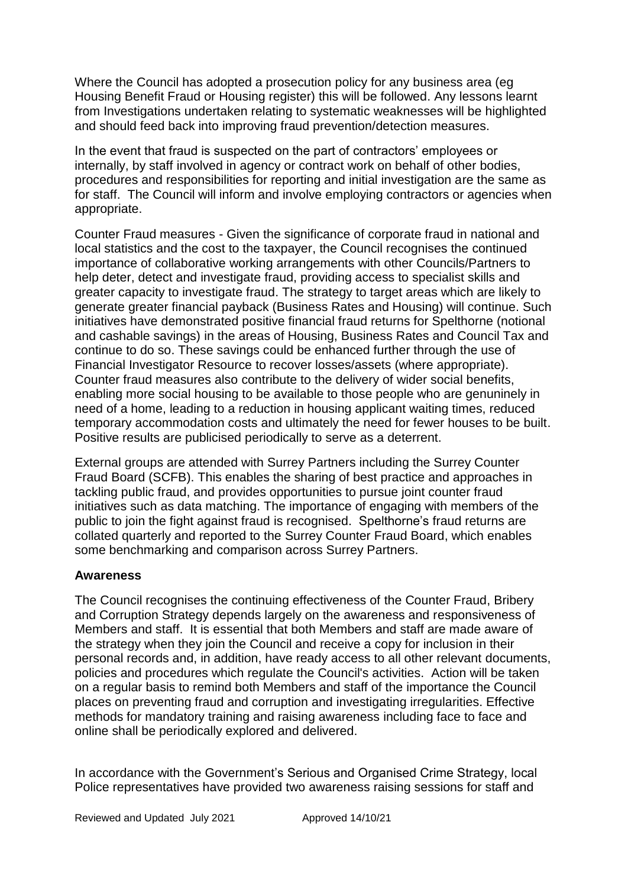Where the Council has adopted a prosecution policy for any business area (eg Housing Benefit Fraud or Housing register) this will be followed. Any lessons learnt from Investigations undertaken relating to systematic weaknesses will be highlighted and should feed back into improving fraud prevention/detection measures.

In the event that fraud is suspected on the part of contractors' employees or internally, by staff involved in agency or contract work on behalf of other bodies, procedures and responsibilities for reporting and initial investigation are the same as for staff. The Council will inform and involve employing contractors or agencies when appropriate.

Counter Fraud measures - Given the significance of corporate fraud in national and local statistics and the cost to the taxpayer, the Council recognises the continued importance of collaborative working arrangements with other Councils/Partners to help deter, detect and investigate fraud, providing access to specialist skills and greater capacity to investigate fraud. The strategy to target areas which are likely to generate greater financial payback (Business Rates and Housing) will continue. Such initiatives have demonstrated positive financial fraud returns for Spelthorne (notional and cashable savings) in the areas of Housing, Business Rates and Council Tax and continue to do so. These savings could be enhanced further through the use of Financial Investigator Resource to recover losses/assets (where appropriate). Counter fraud measures also contribute to the delivery of wider social benefits, enabling more social housing to be available to those people who are genuinely in need of a home, leading to a reduction in housing applicant waiting times, reduced temporary accommodation costs and ultimately the need for fewer houses to be built. Positive results are publicised periodically to serve as a deterrent.

External groups are attended with Surrey Partners including the Surrey Counter Fraud Board (SCFB). This enables the sharing of best practice and approaches in tackling public fraud, and provides opportunities to pursue joint counter fraud initiatives such as data matching. The importance of engaging with members of the public to join the fight against fraud is recognised. Spelthorne's fraud returns are collated quarterly and reported to the Surrey Counter Fraud Board, which enables some benchmarking and comparison across Surrey Partners.

**Awareness**

The Council recognises the continuing effectiveness of the Counter Fraud, Bribery and Corruption Strategy depends largely on the awareness and responsiveness of Members and staff. It is essential that both Members and staff are made aware of the strategy when they join the Council and receive a copy for inclusion in their personal records and, in addition, have ready access to all other relevant documents, policies and procedures which regulate the Council's activities. Action will be taken on a regular basis to remind both Members and staff of the importance the Council places on preventing fraud and corruption and investigating irregularities. Effective methods for mandatory training and raising awareness including face to face and online shall be periodically explored and delivered.

In accordance with the Government's Serious and Organised Crime Strategy, local Police representatives have provided two awareness raising sessions for staff and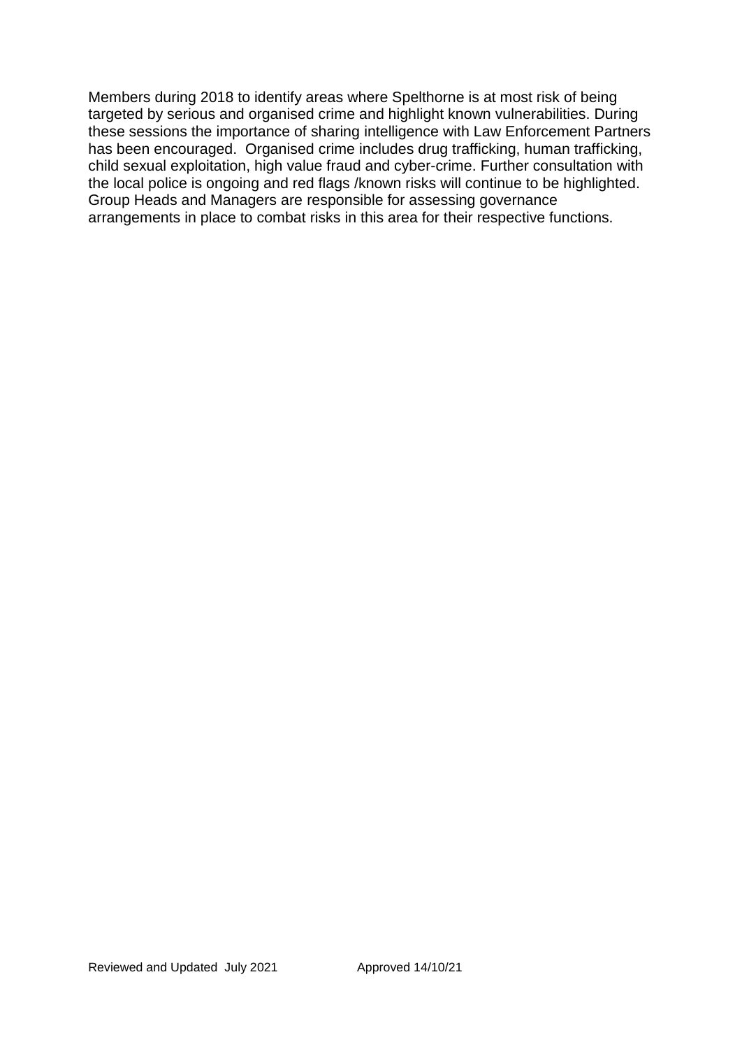Members during 2018 to identify areas where Spelthorne is at most risk of being targeted by serious and organised crime and highlight known vulnerabilities. During these sessions the importance of sharing intelligence with Law Enforcement Partners has been encouraged. Organised crime includes drug trafficking, human trafficking, child sexual exploitation, high value fraud and cyber-crime. Further consultation with the local police is ongoing and red flags /known risks will continue to be highlighted. Group Heads and Managers are responsible for assessing governance arrangements in place to combat risks in this area for their respective functions.